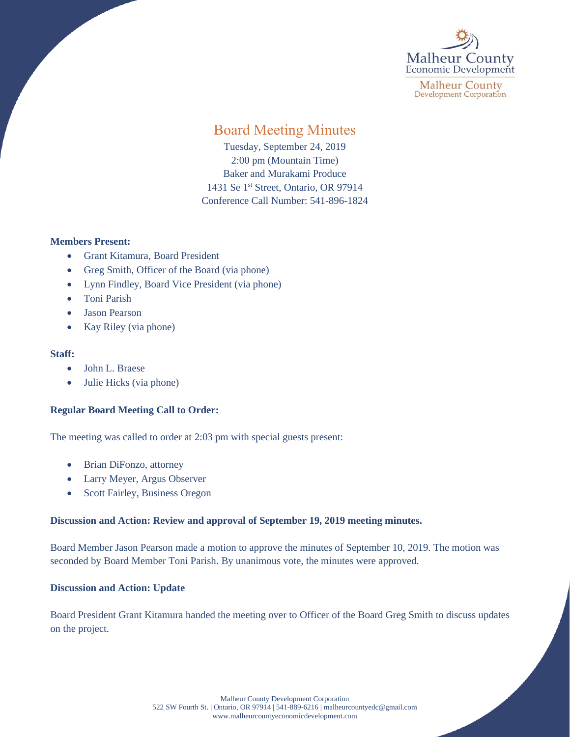Malheur County
Economic Development

Malheur County
Development Corporation

# Board Meeting Minutes

Tuesday, September 24, 2019
2:00 pm (Mountain Time)
Baker and Murakami Produce
1431 Se 1st Street, Ontario, OR 97914
Conference Call Number: 541-896-1824

**Members Present:**

- Grant Kitamura, Board President
- Greg Smith, Officer of the Board (via phone)
- Lynn Findley, Board Vice President (via phone)
- Toni Parish
- Jason Pearson
- Kay Riley (via phone)

**Staff:**

- John L. Braese
- Julie Hicks (via phone)

**Regular Board Meeting Call to Order:**

The meeting was called to order at 2:03 pm with special guests present:

- Brian DiFonzo, attorney
- Larry Meyer, Argus Observer
- Scott Fairley, Business Oregon

**Discussion and Action: Review and approval of September 19, 2019 meeting minutes.**

Board Member Jason Pearson made a motion to approve the minutes of September 10, 2019. The motion was seconded by Board Member Toni Parish. By unanimous vote, the minutes were approved.

**Discussion and Action: Update**

Board President Grant Kitamura handed the meeting over to Officer of the Board Greg Smith to discuss updates on the project.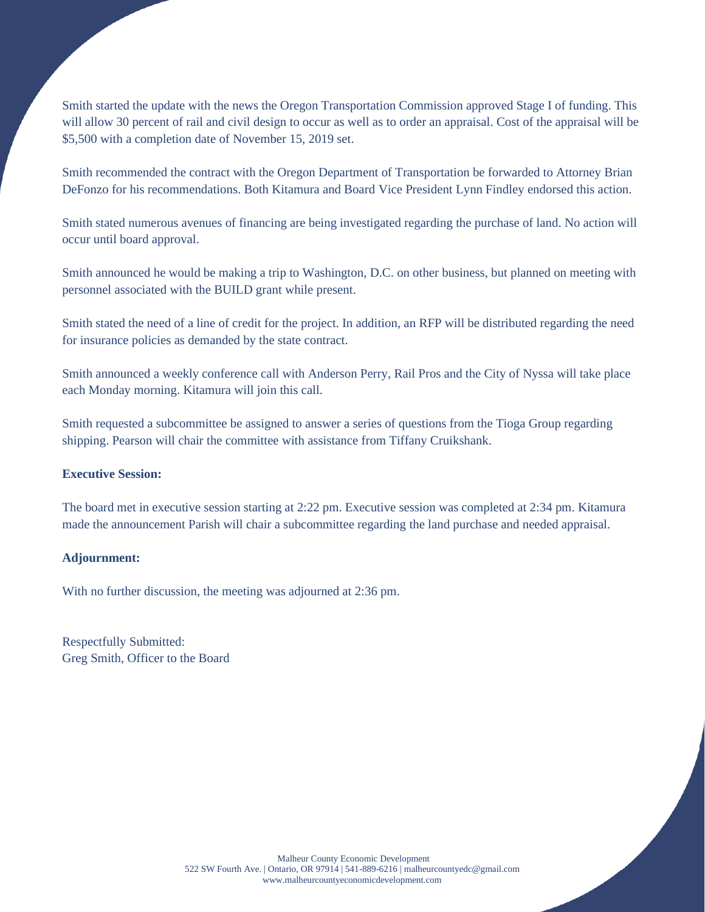Smith started the update with the news the Oregon Transportation Commission approved Stage I of funding. This will allow 30 percent of rail and civil design to occur as well as to order an appraisal. Cost of the appraisal will be $5,500 with a completion date of November 15, 2019 set.

Smith recommended the contract with the Oregon Department of Transportation be forwarded to Attorney Brian DeFonzo for his recommendations. Both Kitamura and Board Vice President Lynn Findley endorsed this action.

Smith stated numerous avenues of financing are being investigated regarding the purchase of land. No action will occur until board approval.

Smith announced he would be making a trip to Washington, D.C. on other business, but planned on meeting with personnel associated with the BUILD grant while present.

Smith stated the need of a line of credit for the project. In addition, an RFP will be distributed regarding the need for insurance policies as demanded by the state contract.

Smith announced a weekly conference call with Anderson Perry, Rail Pros and the City of Nyssa will take place each Monday morning. Kitamura will join this call.

Smith requested a subcommittee be assigned to answer a series of questions from the Tioga Group regarding shipping. Pearson will chair the committee with assistance from Tiffany Cruikshank.

**Executive Session:**

The board met in executive session starting at 2:22 pm. Executive session was completed at 2:34 pm. Kitamura made the announcement Parish will chair a subcommittee regarding the land purchase and needed appraisal.

**Adjournment:**

With no further discussion, the meeting was adjourned at 2:36 pm.

Respectfully Submitted:
Greg Smith, Officer to the Board

Malheur County Economic Development
522 SW Fourth Ave. | Ontario, OR 97914 | 541-889-6216 | malheurcountyedc@gmail.com
www.malheurcountyeconomicdevelopment.com